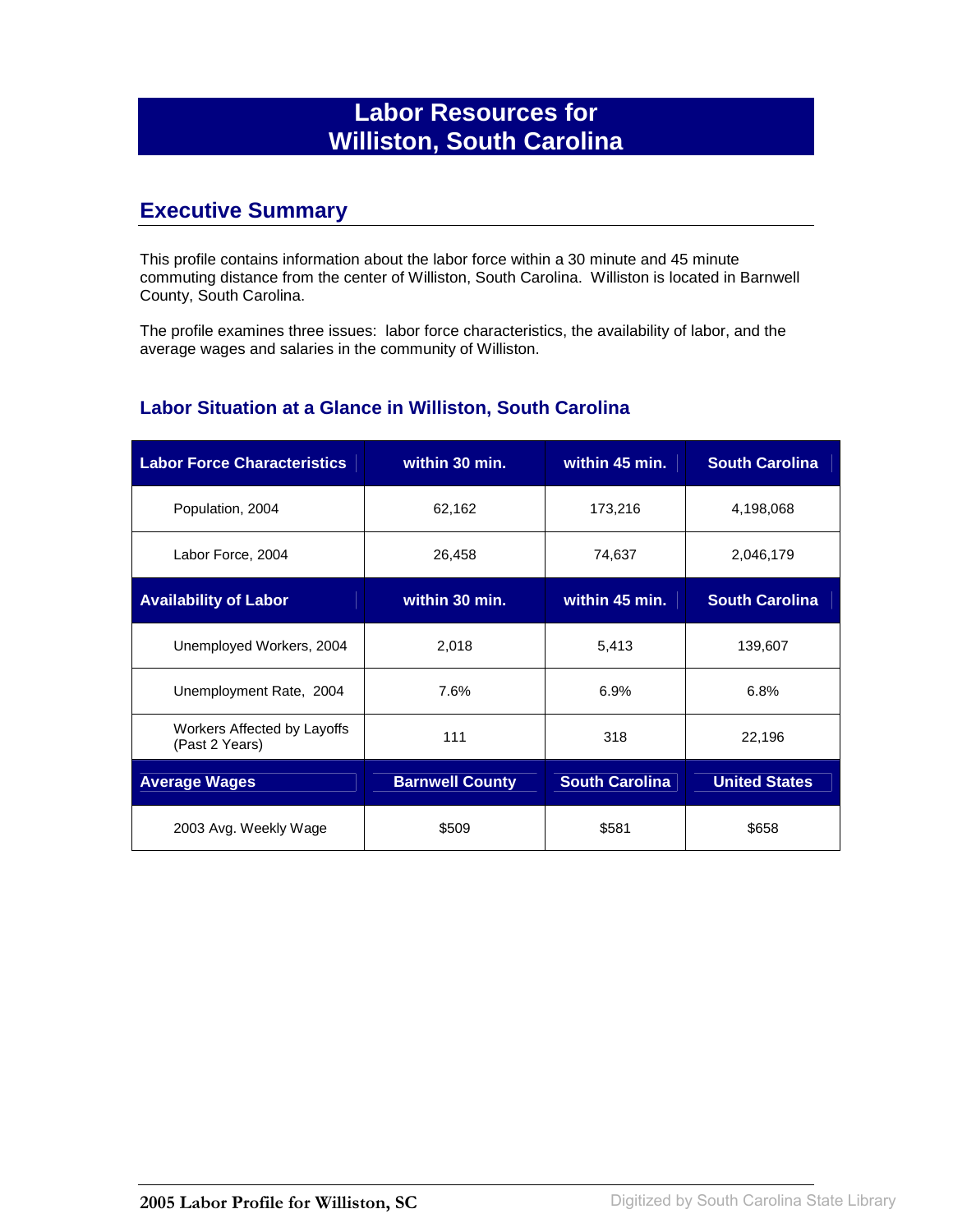# Labor Resources for Williston, South Carolina

## Executive Summary

This profile contains information about the labor force within a 30 minute and 45 minute commuting distance from the center of Williston, South Carolina. Williston is located in Barnwell County, South Carolina.

The profile examines three issues: labor force characteristics, the availability of labor, and the average wages and salaries in the community of Williston.

### Labor Situation at a Glance in Williston, South Carolina

| Labor Force Characteristics | within 30 min. | within 45 min. | South Carolina |
|---|---|---|---|
| Population, 2004 | 62,162 | 173,216 | 4,198,068 |
| Labor Force, 2004 | 26,458 | 74,637 | 2,046,179 |
| **Availability of Labor** | **within 30 min.** | **within 45 min.** | **South Carolina** |
| Unemployed Workers, 2004 | 2,018 | 5,413 | 139,607 |
| Unemployment Rate, 2004 | 7.6% | 6.9% | 6.8% |
| Workers Affected by Layoffs (Past 2 Years) | 111 | 318 | 22,196 |
| **Average Wages** | **Barnwell County** | **South Carolina** | **United States** |
| 2003 Avg. Weekly Wage | $509 | $581 | $658 |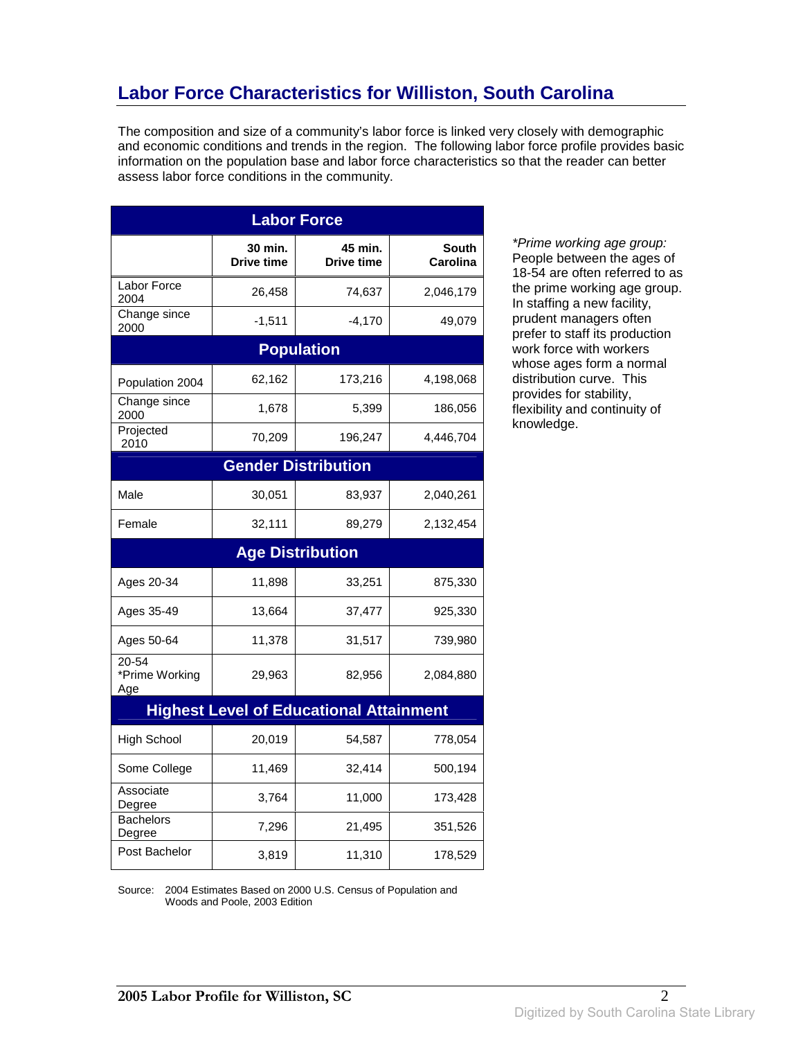## Labor Force Characteristics for Williston, South Carolina

The composition and size of a community's labor force is linked very closely with demographic and economic conditions and trends in the region. The following labor force profile provides basic information on the population base and labor force characteristics so that the reader can better assess labor force conditions in the community.

| | 30 min. Drive time | 45 min. Drive time | South Carolina |
|---|---|---|---|
| **Labor Force** | | | |
| Labor Force 2004 | 26,458 | 74,637 | 2,046,179 |
| Change since 2000 | -1,511 | -4,170 | 49,079 |
| **Population** | | | |
| Population 2004 | 62,162 | 173,216 | 4,198,068 |
| Change since 2000 | 1,678 | 5,399 | 186,056 |
| Projected 2010 | 70,209 | 196,247 | 4,446,704 |
| **Gender Distribution** | | | |
| Male | 30,051 | 83,937 | 2,040,261 |
| Female | 32,111 | 89,279 | 2,132,454 |
| **Age Distribution** | | | |
| Ages 20-34 | 11,898 | 33,251 | 875,330 |
| Ages 35-49 | 13,664 | 37,477 | 925,330 |
| Ages 50-64 | 11,378 | 31,517 | 739,980 |
| 20-54 *Prime Working Age | 29,963 | 82,956 | 2,084,880 |
| **Highest Level of Educational Attainment** | | | |
| High School | 20,019 | 54,587 | 778,054 |
| Some College | 11,469 | 32,414 | 500,194 |
| Associate Degree | 3,764 | 11,000 | 173,428 |
| Bachelors Degree | 7,296 | 21,495 | 351,526 |
| Post Bachelor | 3,819 | 11,310 | 178,529 |

Source: 2004 Estimates Based on 2000 U.S. Census of Population and Woods and Poole, 2003 Edition

*\*Prime working age group:* People between the ages of 18-54 are often referred to as the prime working age group. In staffing a new facility, prudent managers often prefer to staff its production work force with workers whose ages form a normal distribution curve. This provides for stability, flexibility and continuity of knowledge.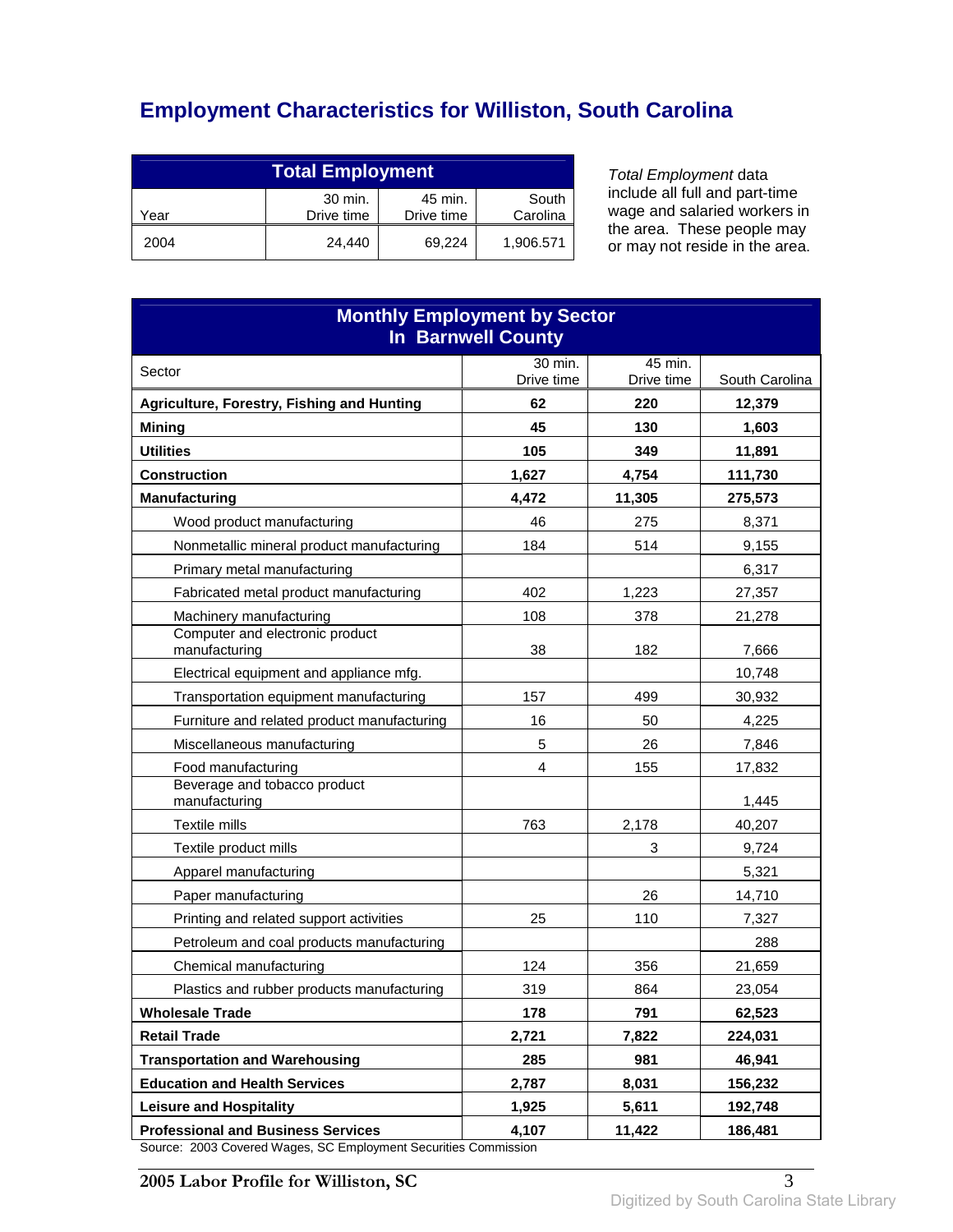# Employment Characteristics for Williston, South Carolina

| Total Employment | | | |
|---|---|---|---|
| Year | 30 min. Drive time | 45 min. Drive time | South Carolina |
| 2004 | 24,440 | 69,224 | 1,906.571 |

*Total Employment* data include all full and part-time wage and salaried workers in the area. These people may or may not reside in the area.

| Monthly Employment by Sector In Barnwell County | | | |
|---|---|---|---|
| Sector | 30 min. Drive time | 45 min. Drive time | South Carolina |
| **Agriculture, Forestry, Fishing and Hunting** | **62** | **220** | **12,379** |
| **Mining** | **45** | **130** | **1,603** |
| **Utilities** | **105** | **349** | **11,891** |
| **Construction** | **1,627** | **4,754** | **111,730** |
| **Manufacturing** | **4,472** | **11,305** | **275,573** |
| Wood product manufacturing | 46 | 275 | 8,371 |
| Nonmetallic mineral product manufacturing | 184 | 514 | 9,155 |
| Primary metal manufacturing | | | 6,317 |
| Fabricated metal product manufacturing | 402 | 1,223 | 27,357 |
| Machinery manufacturing | 108 | 378 | 21,278 |
| Computer and electronic product manufacturing | 38 | 182 | 7,666 |
| Electrical equipment and appliance mfg. | | | 10,748 |
| Transportation equipment manufacturing | 157 | 499 | 30,932 |
| Furniture and related product manufacturing | 16 | 50 | 4,225 |
| Miscellaneous manufacturing | 5 | 26 | 7,846 |
| Food manufacturing | 4 | 155 | 17,832 |
| Beverage and tobacco product manufacturing | | | 1,445 |
| Textile mills | 763 | 2,178 | 40,207 |
| Textile product mills | | 3 | 9,724 |
| Apparel manufacturing | | | 5,321 |
| Paper manufacturing | | 26 | 14,710 |
| Printing and related support activities | 25 | 110 | 7,327 |
| Petroleum and coal products manufacturing | | | 288 |
| Chemical manufacturing | 124 | 356 | 21,659 |
| Plastics and rubber products manufacturing | 319 | 864 | 23,054 |
| **Wholesale Trade** | **178** | **791** | **62,523** |
| **Retail Trade** | **2,721** | **7,822** | **224,031** |
| **Transportation and Warehousing** | **285** | **981** | **46,941** |
| **Education and Health Services** | **2,787** | **8,031** | **156,232** |
| **Leisure and Hospitality** | **1,925** | **5,611** | **192,748** |
| **Professional and Business Services** | **4,107** | **11,422** | **186,481** |

Source: 2003 Covered Wages, SC Employment Securities Commission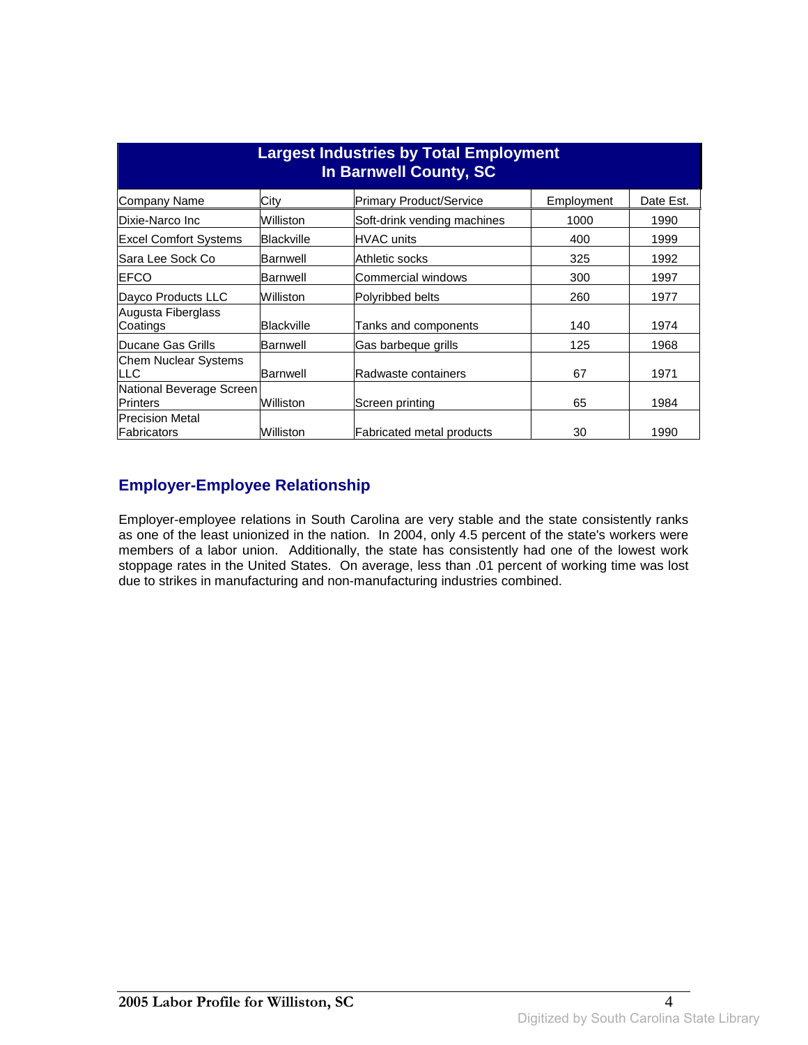| Largest Industries by Total Employment In Barnwell County, SC | | | | |
|---|---|---|---|---|
| Company Name | City | Primary Product/Service | Employment | Date Est. |
| Dixie-Narco Inc | Williston | Soft-drink vending machines | 1000 | 1990 |
| Excel Comfort Systems | Blackville | HVAC units | 400 | 1999 |
| Sara Lee Sock Co | Barnwell | Athletic socks | 325 | 1992 |
| EFCO | Barnwell | Commercial windows | 300 | 1997 |
| Dayco Products LLC | Williston | Polyribbed belts | 260 | 1977 |
| Augusta Fiberglass Coatings | Blackville | Tanks and components | 140 | 1974 |
| Ducane Gas Grills | Barnwell | Gas barbeque grills | 125 | 1968 |
| Chem Nuclear Systems LLC | Barnwell | Radwaste containers | 67 | 1971 |
| National Beverage Screen Printers | Williston | Screen printing | 65 | 1984 |
| Precision Metal Fabricators | Williston | Fabricated metal products | 30 | 1990 |

## Employer-Employee Relationship

Employer-employee relations in South Carolina are very stable and the state consistently ranks as one of the least unionized in the nation. In 2004, only 4.5 percent of the state's workers were members of a labor union. Additionally, the state has consistently had one of the lowest work stoppage rates in the United States. On average, less than .01 percent of working time was lost due to strikes in manufacturing and non-manufacturing industries combined.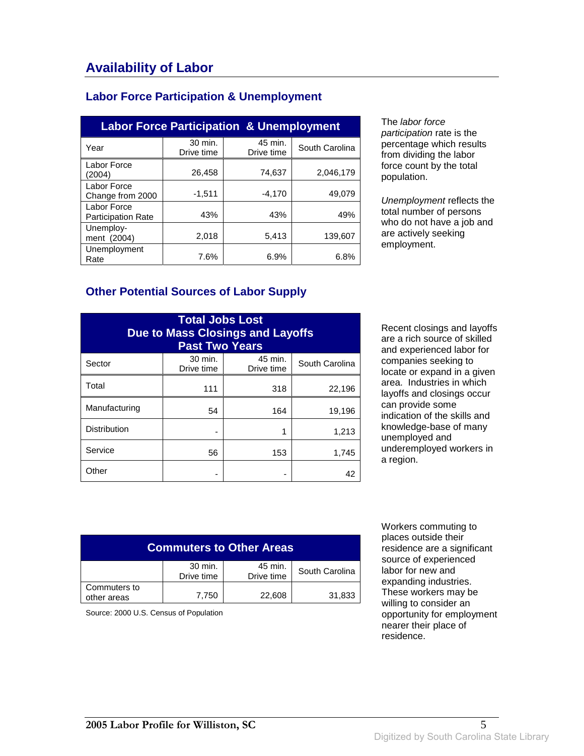# Availability of Labor

## Labor Force Participation & Unemployment

| Labor Force Participation & Unemployment | | | |
|---|---|---|---|
| Year | 30 min. Drive time | 45 min. Drive time | South Carolina |
| Labor Force (2004) | 26,458 | 74,637 | 2,046,179 |
| Labor Force Change from 2000 | -1,511 | -4,170 | 49,079 |
| Labor Force Participation Rate | 43% | 43% | 49% |
| Unemploy-ment (2004) | 2,018 | 5,413 | 139,607 |
| Unemployment Rate | 7.6% | 6.9% | 6.8% |

The *labor force participation* rate is the percentage which results from dividing the labor force count by the total population.

*Unemployment* reflects the total number of persons who do not have a job and are actively seeking employment.

## Other Potential Sources of Labor Supply

| Total Jobs Lost Due to Mass Closings and Layoffs Past Two Years | | | |
|---|---|---|---|
| Sector | 30 min. Drive time | 45 min. Drive time | South Carolina |
| Total | 111 | 318 | 22,196 |
| Manufacturing | 54 | 164 | 19,196 |
| Distribution | - | 1 | 1,213 |
| Service | 56 | 153 | 1,745 |
| Other | - | - | 42 |

Recent closings and layoffs are a rich source of skilled and experienced labor for companies seeking to locate or expand in a given area. Industries in which layoffs and closings occur can provide some indication of the skills and knowledge-base of many unemployed and underemployed workers in a region.

| Commuters to Other Areas | | | |
|---|---|---|---|
| | 30 min. Drive time | 45 min. Drive time | South Carolina |
| Commuters to other areas | 7,750 | 22,608 | 31,833 |

Source: 2000 U.S. Census of Population

Workers commuting to places outside their residence are a significant source of experienced labor for new and expanding industries. These workers may be willing to consider an opportunity for employment nearer their place of residence.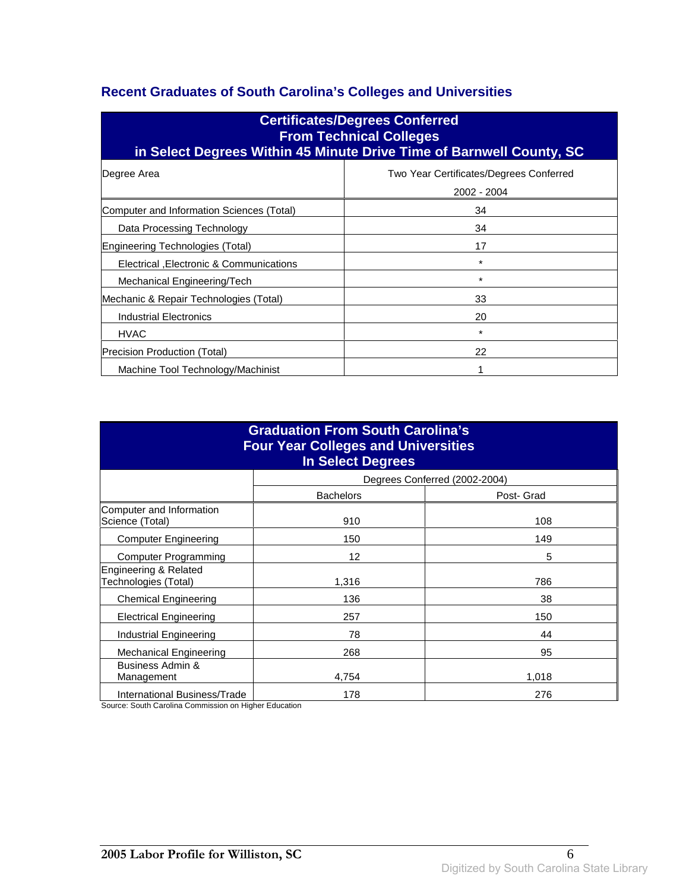## Recent Graduates of South Carolina's Colleges and Universities

| Certificates/Degrees Conferred From Technical Colleges in Select Degrees Within 45 Minute Drive Time of Barnwell County, SC | |
|---|---|
| Degree Area | Two Year Certificates/Degrees Conferred 2002 - 2004 |
| Computer and Information Sciences (Total) | 34 |
| Data Processing Technology | 34 |
| Engineering Technologies (Total) | 17 |
| Electrical ,Electronic & Communications | * |
| Mechanical Engineering/Tech | * |
| Mechanic & Repair Technologies (Total) | 33 |
| Industrial Electronics | 20 |
| HVAC | * |
| Precision Production (Total) | 22 |
| Machine Tool Technology/Machinist | 1 |

| Graduation From South Carolina's Four Year Colleges and Universities In Select Degrees | | |
|---|---|---|
| | Degrees Conferred (2002-2004) | |
| | Bachelors | Post- Grad |
| Computer and Information Science (Total) | 910 | 108 |
| Computer Engineering | 150 | 149 |
| Computer Programming | 12 | 5 |
| Engineering & Related Technologies (Total) | 1,316 | 786 |
| Chemical Engineering | 136 | 38 |
| Electrical Engineering | 257 | 150 |
| Industrial Engineering | 78 | 44 |
| Mechanical Engineering | 268 | 95 |
| Business Admin & Management | 4,754 | 1,018 |
| International Business/Trade | 178 | 276 |

Source: South Carolina Commission on Higher Education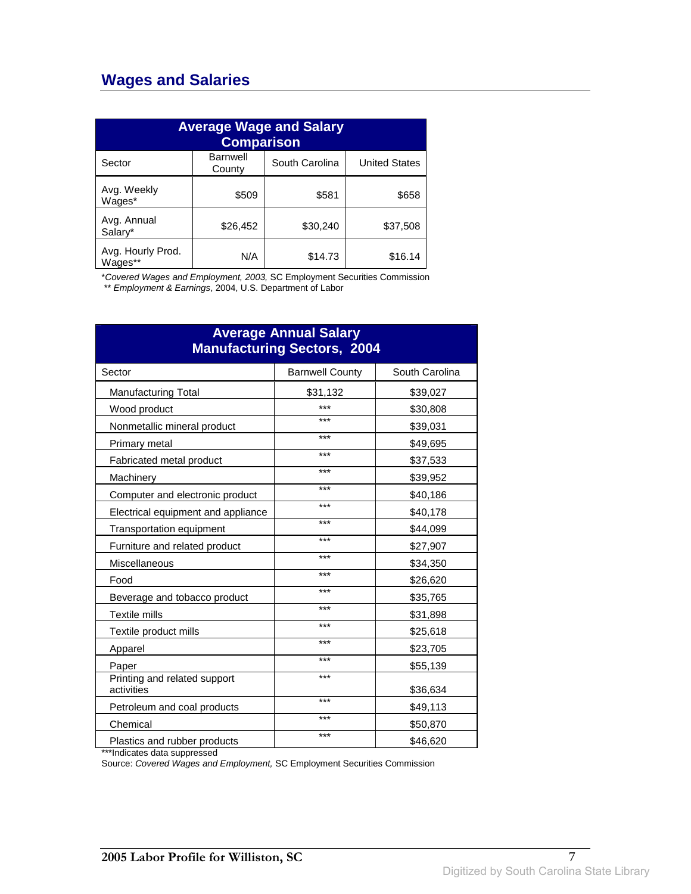## Wages and Salaries

| Average Wage and Salary Comparison | | | |
|---|---|---|---|
| Sector | Barnwell County | South Carolina | United States |
| Avg. Weekly Wages* | $509 | $581 | $658 |
| Avg. Annual Salary* | $26,452 | $30,240 | $37,508 |
| Avg. Hourly Prod. Wages** | N/A | $14.73 | $16.14 |

*Covered Wages and Employment, 2003,* SC Employment Securities Commission
** *Employment & Earnings*, 2004, U.S. Department of Labor

| Average Annual Salary Manufacturing Sectors, 2004 | | |
|---|---|---|
| Sector | Barnwell County | South Carolina |
| Manufacturing Total | $31,132 | $39,027 |
| Wood product | *** | $30,808 |
| Nonmetallic mineral product | *** | $39,031 |
| Primary metal | *** | $49,695 |
| Fabricated metal product | *** | $37,533 |
| Machinery | *** | $39,952 |
| Computer and electronic product | *** | $40,186 |
| Electrical equipment and appliance | *** | $40,178 |
| Transportation equipment | *** | $44,099 |
| Furniture and related product | *** | $27,907 |
| Miscellaneous | *** | $34,350 |
| Food | *** | $26,620 |
| Beverage and tobacco product | *** | $35,765 |
| Textile mills | *** | $31,898 |
| Textile product mills | *** | $25,618 |
| Apparel | *** | $23,705 |
| Paper | *** | $55,139 |
| Printing and related support activities | *** | $36,634 |
| Petroleum and coal products | *** | $49,113 |
| Chemical | *** | $50,870 |
| Plastics and rubber products | *** | $46,620 |

***Indicates data suppressed
Source: *Covered Wages and Employment,* SC Employment Securities Commission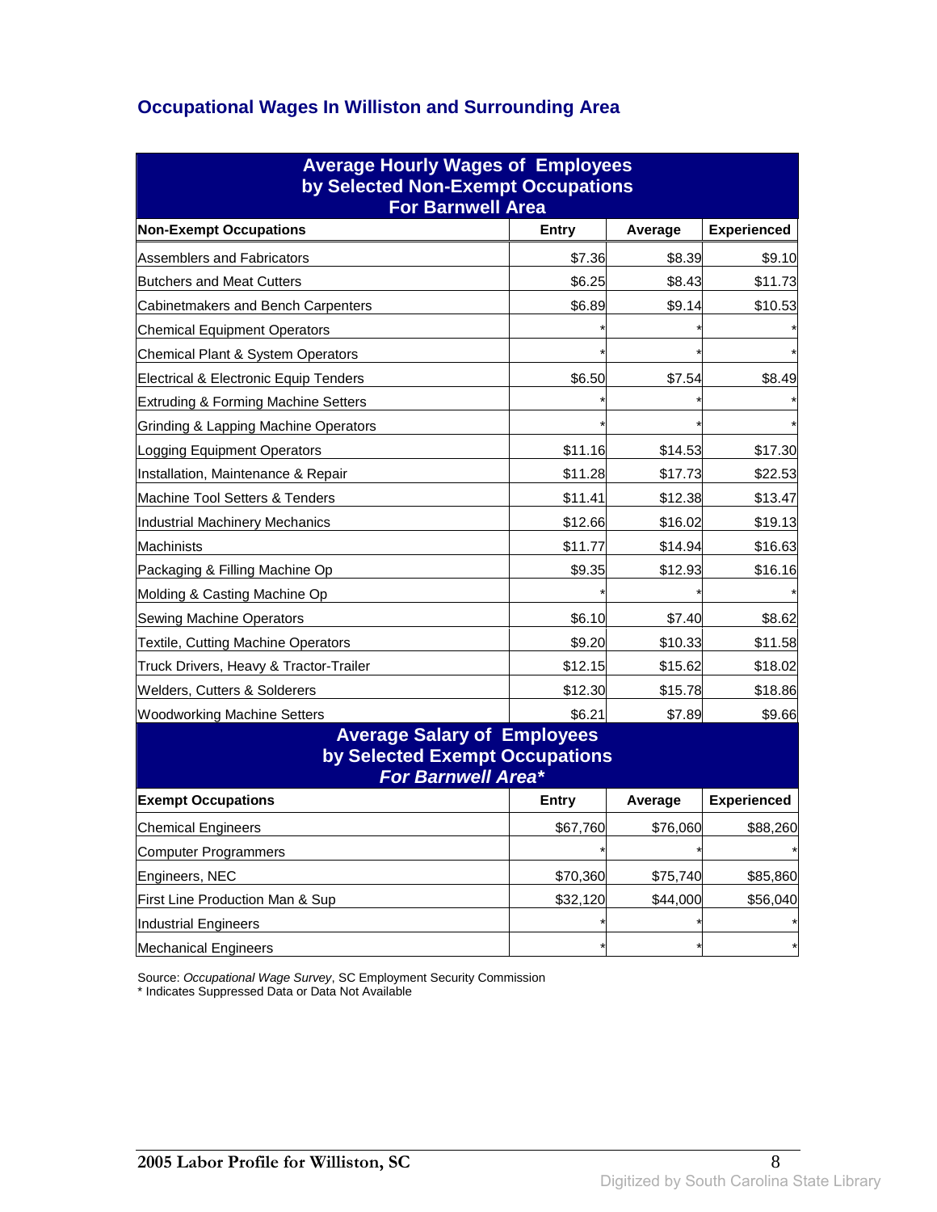## Occupational Wages In Williston and Surrounding Area

| Average Hourly Wages of Employees by Selected Non-Exempt Occupations For Barnwell Area | | | |
|---|---|---|---|
| **Non-Exempt Occupations** | **Entry** | **Average** | **Experienced** |
| Assemblers and Fabricators | $7.36 | $8.39 | $9.10 |
| Butchers and Meat Cutters | $6.25 | $8.43 | $11.73 |
| Cabinetmakers and Bench Carpenters | $6.89 | $9.14 | $10.53 |
| Chemical Equipment Operators | * | * | * |
| Chemical Plant & System Operators | * | * | * |
| Electrical & Electronic Equip Tenders | $6.50 | $7.54 | $8.49 |
| Extruding & Forming Machine Setters | * | * | * |
| Grinding & Lapping Machine Operators | * | * | * |
| Logging Equipment Operators | $11.16 | $14.53 | $17.30 |
| Installation, Maintenance & Repair | $11.28 | $17.73 | $22.53 |
| Machine Tool Setters & Tenders | $11.41 | $12.38 | $13.47 |
| Industrial Machinery Mechanics | $12.66 | $16.02 | $19.13 |
| Machinists | $11.77 | $14.94 | $16.63 |
| Packaging & Filling Machine Op | $9.35 | $12.93 | $16.16 |
| Molding & Casting Machine Op | * | * | * |
| Sewing Machine Operators | $6.10 | $7.40 | $8.62 |
| Textile, Cutting Machine Operators | $9.20 | $10.33 | $11.58 |
| Truck Drivers, Heavy & Tractor-Trailer | $12.15 | $15.62 | $18.02 |
| Welders, Cutters & Solderers | $12.30 | $15.78 | $18.86 |
| Woodworking Machine Setters | $6.21 | $7.89 | $9.66 |

| Average Salary of Employees by Selected Exempt Occupations *For Barnwell Area** | | | |
|---|---|---|---|
| **Exempt Occupations** | **Entry** | **Average** | **Experienced** |
| Chemical Engineers | $67,760 | $76,060 | $88,260 |
| Computer Programmers | * | * | * |
| Engineers, NEC | $70,360 | $75,740 | $85,860 |
| First Line Production Man & Sup | $32,120 | $44,000 | $56,040 |
| Industrial Engineers | * | * | * |
| Mechanical Engineers | * | * | * |

Source: *Occupational Wage Survey*, SC Employment Security Commission
* Indicates Suppressed Data or Data Not Available